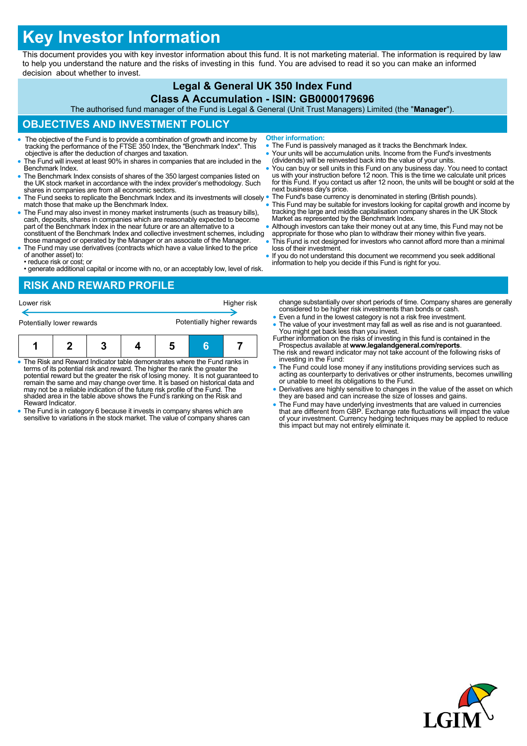# Key Investor Information

This document provides you with key investor information about this fund. It is not marketing material. The information is required by law to help you understand the nature and the risks of investing in this fund. You are advised to read it so you can make an informed decision about whether to invest.

**Legal & General UK 350 Index Fund**

**Class A Accumulation - ISIN: GB0000179696**

The authorised fund manager of the Fund is Legal & General (Unit Trust Managers) Limited (the "**Manager**").

## OBJECTIVES AND INVESTMENT POLICY

- The objective of the Fund is to provide a combination of growth and income by tracking the performance of the FTSE 350 Index, the "Benchmark Index". This objective is after the deduction of charges and taxation.
- The Fund will invest at least 90% in shares in companies that are included in the Benchmark Index.
- The Benchmark Index consists of shares of the 350 largest companies listed on the UK stock market in accordance with the index provider's methodology. Such shares in companies are from all economic sectors.
- The Fund seeks to replicate the Benchmark Index and its investments will closely match those that make up the Benchmark Index.
- The Fund may also invest in money market instruments (such as treasury bills), cash, deposits, shares in companies which are reasonably expected to become part of the Benchmark Index in the near future or are an alternative to a constituent of the Benchmark Index and collective investment schemes, including those managed or operated by the Manager or an associate of the Manager.
- The Fund may use derivatives (contracts which have a value linked to the price of another asset) to:
  - reduce risk or cost; or
  - generate additional capital or income with no, or an acceptably low, level of risk.

**Other information:**

- The Fund is passively managed as it tracks the Benchmark Index.
- Your units will be accumulation units. Income from the Fund's investments (dividends) will be reinvested back into the value of your units.
- You can buy or sell units in this Fund on any business day. You need to contact us with your instruction before 12 noon. This is the time we calculate unit prices for this Fund. If you contact us after 12 noon, the units will be bought or sold at the next business day's price.
- The Fund's base currency is denominated in sterling (British pounds).
- This Fund may be suitable for investors looking for capital growth and income by tracking the large and middle capitalisation company shares in the UK Stock Market as represented by the Benchmark Index.
- Although investors can take their money out at any time, this Fund may not be appropriate for those who plan to withdraw their money within five years.
- This Fund is not designed for investors who cannot afford more than a minimal loss of their investment.
- If you do not understand this document we recommend you seek additional information to help you decide if this Fund is right for you.

## RISK AND REWARD PROFILE

Lower risk ← → Higher risk

Potentially lower rewards — Potentially higher rewards

| 1 | 2 | 3 | 4 | 5 | **6** | 7 |
|---|---|---|---|---|---|---|

- The Risk and Reward Indicator table demonstrates where the Fund ranks in terms of its potential risk and reward. The higher the rank the greater the potential reward but the greater the risk of losing money. It is not guaranteed to remain the same and may change over time. It is based on historical data and may not be a reliable indication of the future risk profile of the Fund. The shaded area in the table above shows the Fund's ranking on the Risk and Reward Indicator.
- The Fund is in category 6 because it invests in company shares which are sensitive to variations in the stock market. The value of company shares can change substantially over short periods of time. Company shares are generally considered to be higher risk investments than bonds or cash.
- Even a fund in the lowest category is not a risk free investment.
- The value of your investment may fall as well as rise and is not guaranteed. You might get back less than you invest.

Further information on the risks of investing in this fund is contained in the Prospectus available at **www.legalandgeneral.com/reports**.

The risk and reward indicator may not take account of the following risks of investing in the Fund:

- The Fund could lose money if any institutions providing services such as acting as counterparty to derivatives or other instruments, becomes unwilling or unable to meet its obligations to the Fund.
- Derivatives are highly sensitive to changes in the value of the asset on which they are based and can increase the size of losses and gains.
- The Fund may have underlying investments that are valued in currencies that are different from GBP. Exchange rate fluctuations will impact the value of your investment. Currency hedging techniques may be applied to reduce this impact but may not entirely eliminate it.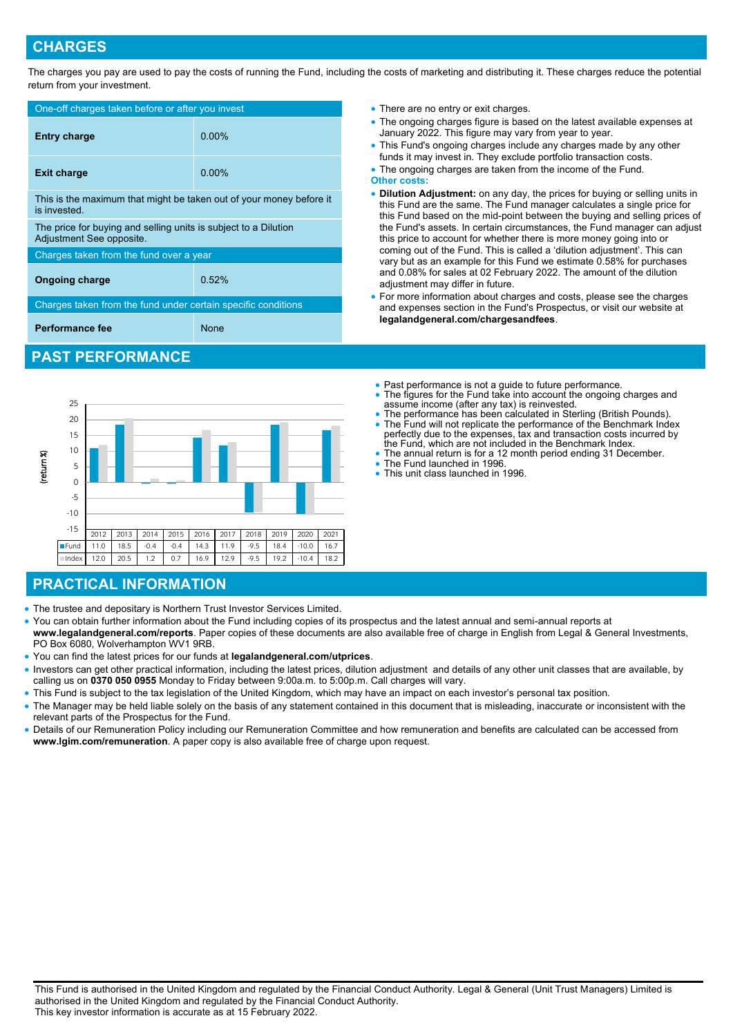## CHARGES

The charges you pay are used to pay the costs of running the Fund, including the costs of marketing and distributing it. These charges reduce the potential return from your investment.

| One-off charges taken before or after you invest | |
|---|---|
| **Entry charge** | 0.00% |
| **Exit charge** | 0.00% |
| This is the maximum that might be taken out of your money before it is invested. | |
| The price for buying and selling units is subject to a Dilution Adjustment See opposite. | |
| **Charges taken from the fund over a year** | |
| **Ongoing charge** | 0.52% |
| **Charges taken from the fund under certain specific conditions** | |
| **Performance fee** | None |

- There are no entry or exit charges.
- The ongoing charges figure is based on the latest available expenses at January 2022. This figure may vary from year to year.
- This Fund's ongoing charges include any charges made by any other funds it may invest in. They exclude portfolio transaction costs.
- The ongoing charges are taken from the income of the Fund.

**Other costs:**

- **Dilution Adjustment:** on any day, the prices for buying or selling units in this Fund are the same. The Fund manager calculates a single price for this Fund based on the mid-point between the buying and selling prices of the Fund's assets. In certain circumstances, the Fund manager can adjust this price to account for whether there is more money going into or coming out of the Fund. This is called a 'dilution adjustment'. This can vary but as an example for this Fund we estimate 0.58% for purchases and 0.08% for sales at 02 February 2022. The amount of the dilution adjustment may differ in future.
- For more information about charges and costs, please see the charges and expenses section in the Fund's Prospectus, or visit our website at **legalandgeneral.com/chargesandfees**.

## PAST PERFORMANCE

(return %)

25
20
15
10
5
0
-5
-10
-15

2012 2013 2014 2015 2016 2017 2018 2019 2020 2021

Fund 11.0 18.5 -0.4 -0.4 14.3 11.9 -9.5 18.4 -10.0 16.7

Index 12.0 20.5 1.2 0.7 16.9 12.9 -9.5 19.2 -10.4 18.2

- Past performance is not a guide to future performance.
- The figures for the Fund take into account the ongoing charges and assume income (after any tax) is reinvested.
- The performance has been calculated in Sterling (British Pounds).
- The Fund will not replicate the performance of the Benchmark Index perfectly due to the expenses, tax and transaction costs incurred by the Fund, which are not included in the Benchmark Index.
- The annual return is for a 12 month period ending 31 December.
- The Fund launched in 1996.
- This unit class launched in 1996.

## PRACTICAL INFORMATION

- The trustee and depositary is Northern Trust Investor Services Limited.
- You can obtain further information about the Fund including copies of its prospectus and the latest annual and semi-annual reports at **www.legalandgeneral.com/reports**. Paper copies of these documents are also available free of charge in English from Legal & General Investments, PO Box 6080, Wolverhampton WV1 9RB.
- You can find the latest prices for our funds at **legalandgeneral.com/utprices**.
- Investors can get other practical information, including the latest prices, dilution adjustment and details of any other unit classes that are available, by calling us on **0370 050 0955** Monday to Friday between 9:00a.m. to 5:00p.m. Call charges will vary.
- This Fund is subject to the tax legislation of the United Kingdom, which may have an impact on each investor's personal tax position.
- The Manager may be held liable solely on the basis of any statement contained in this document that is misleading, inaccurate or inconsistent with the relevant parts of the Prospectus for the Fund.
- Details of our Remuneration Policy including our Remuneration Committee and how remuneration and benefits are calculated can be accessed from **www.lgim.com/remuneration**. A paper copy is also available free of charge upon request.

This Fund is authorised in the United Kingdom and regulated by the Financial Conduct Authority. Legal & General (Unit Trust Managers) Limited is authorised in the United Kingdom and regulated by the Financial Conduct Authority.
This key investor information is accurate as at 15 February 2022.